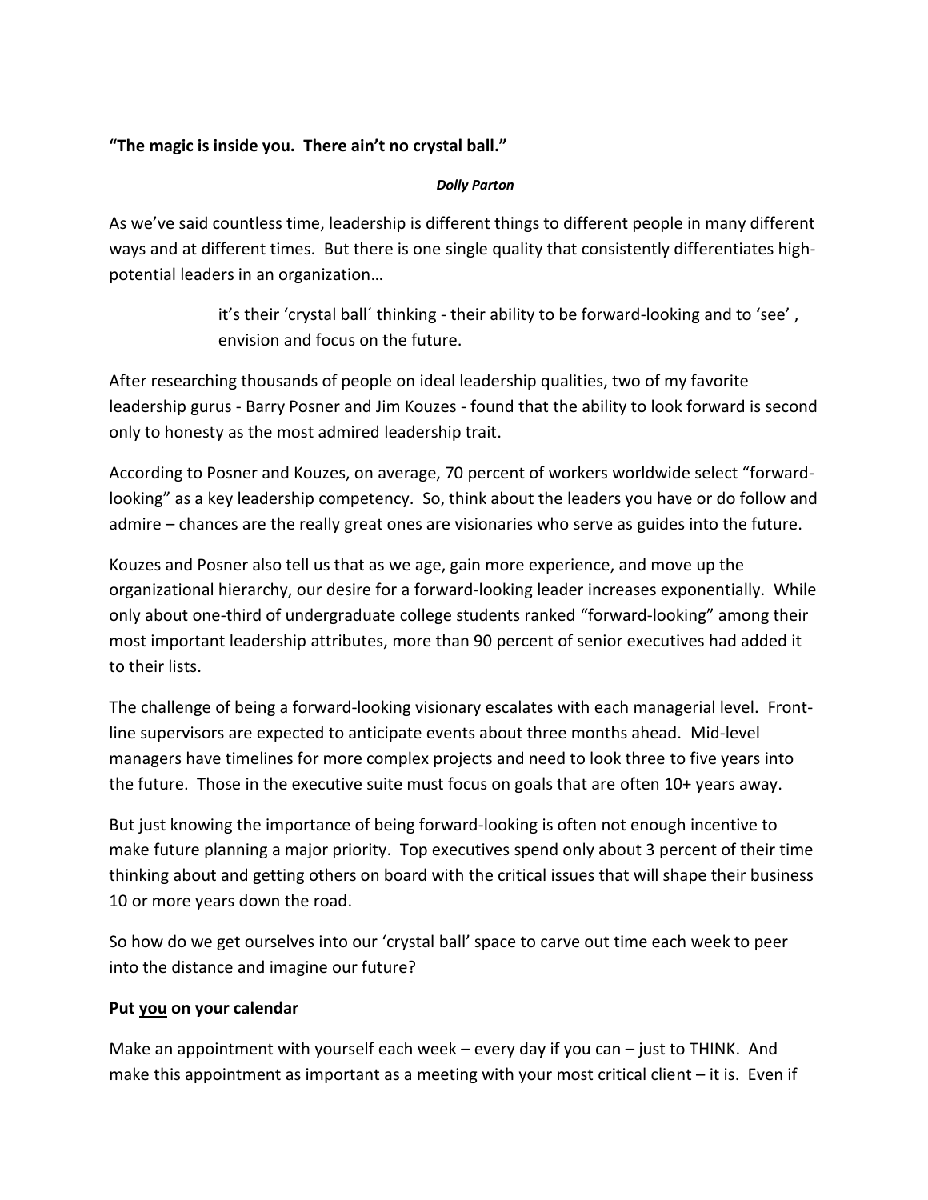**"The magic is inside you. There ain't no crystal ball."**

***Dolly Parton***

As we've said countless time, leadership is different things to different people in many different ways and at different times. But there is one single quality that consistently differentiates high-potential leaders in an organization…

> it's their 'crystal ball´ thinking - their ability to be forward-looking and to 'see' , envision and focus on the future.

After researching thousands of people on ideal leadership qualities, two of my favorite leadership gurus - Barry Posner and Jim Kouzes - found that the ability to look forward is second only to honesty as the most admired leadership trait.

According to Posner and Kouzes, on average, 70 percent of workers worldwide select "forward-looking" as a key leadership competency. So, think about the leaders you have or do follow and admire – chances are the really great ones are visionaries who serve as guides into the future.

Kouzes and Posner also tell us that as we age, gain more experience, and move up the organizational hierarchy, our desire for a forward-looking leader increases exponentially. While only about one-third of undergraduate college students ranked "forward-looking" among their most important leadership attributes, more than 90 percent of senior executives had added it to their lists.

The challenge of being a forward-looking visionary escalates with each managerial level. Front-line supervisors are expected to anticipate events about three months ahead. Mid-level managers have timelines for more complex projects and need to look three to five years into the future. Those in the executive suite must focus on goals that are often 10+ years away.

But just knowing the importance of being forward-looking is often not enough incentive to make future planning a major priority. Top executives spend only about 3 percent of their time thinking about and getting others on board with the critical issues that will shape their business 10 or more years down the road.

So how do we get ourselves into our 'crystal ball' space to carve out time each week to peer into the distance and imagine our future?

**Put <u>you</u> on your calendar**

Make an appointment with yourself each week – every day if you can – just to THINK. And make this appointment as important as a meeting with your most critical client – it is. Even if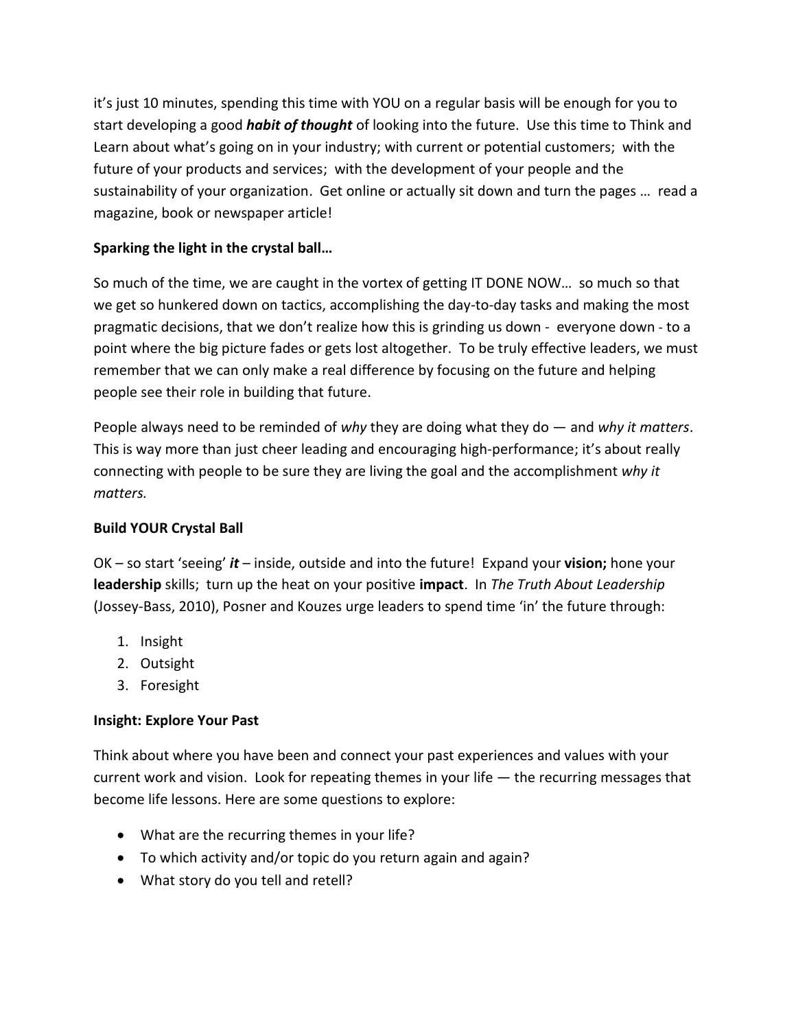it's just 10 minutes, spending this time with YOU on a regular basis will be enough for you to start developing a good ***habit of thought*** of looking into the future. Use this time to Think and Learn about what's going on in your industry; with current or potential customers; with the future of your products and services; with the development of your people and the sustainability of your organization. Get online or actually sit down and turn the pages … read a magazine, book or newspaper article!

**Sparking the light in the crystal ball…**

So much of the time, we are caught in the vortex of getting IT DONE NOW… so much so that we get so hunkered down on tactics, accomplishing the day-to-day tasks and making the most pragmatic decisions, that we don't realize how this is grinding us down - everyone down - to a point where the big picture fades or gets lost altogether. To be truly effective leaders, we must remember that we can only make a real difference by focusing on the future and helping people see their role in building that future.

People always need to be reminded of *why* they are doing what they do — and *why it matters*. This is way more than just cheer leading and encouraging high-performance; it's about really connecting with people to be sure they are living the goal and the accomplishment *why it matters.*

**Build YOUR Crystal Ball**

OK – so start 'seeing' ***it*** – inside, outside and into the future! Expand your **vision;** hone your **leadership** skills; turn up the heat on your positive **impact**. In *The Truth About Leadership* (Jossey-Bass, 2010), Posner and Kouzes urge leaders to spend time 'in' the future through:

1. Insight
2. Outsight
3. Foresight

**Insight: Explore Your Past**

Think about where you have been and connect your past experiences and values with your current work and vision. Look for repeating themes in your life — the recurring messages that become life lessons. Here are some questions to explore:

- What are the recurring themes in your life?
- To which activity and/or topic do you return again and again?
- What story do you tell and retell?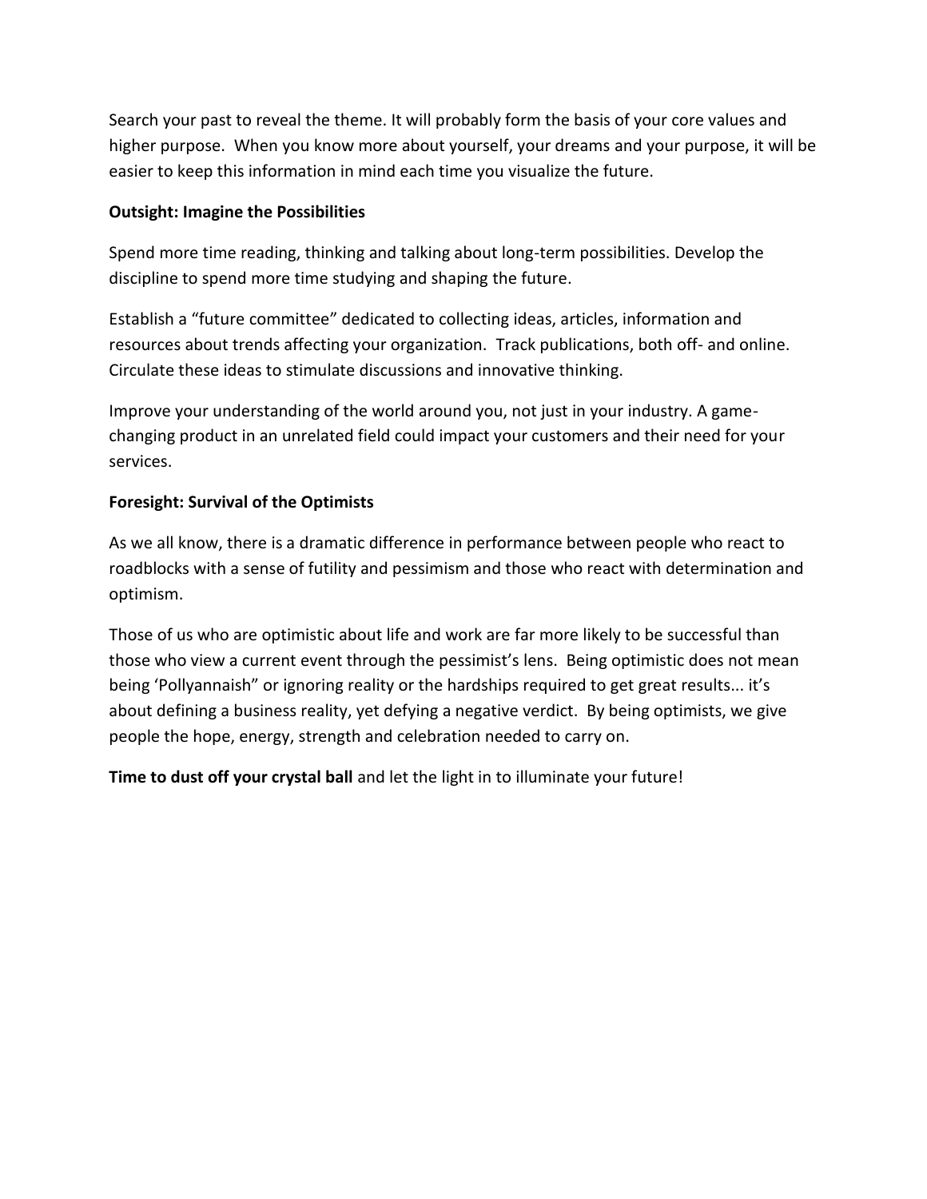Search your past to reveal the theme. It will probably form the basis of your core values and higher purpose. When you know more about yourself, your dreams and your purpose, it will be easier to keep this information in mind each time you visualize the future.

**Outsight: Imagine the Possibilities**

Spend more time reading, thinking and talking about long-term possibilities. Develop the discipline to spend more time studying and shaping the future.

Establish a "future committee" dedicated to collecting ideas, articles, information and resources about trends affecting your organization. Track publications, both off- and online. Circulate these ideas to stimulate discussions and innovative thinking.

Improve your understanding of the world around you, not just in your industry. A game-changing product in an unrelated field could impact your customers and their need for your services.

**Foresight: Survival of the Optimists**

As we all know, there is a dramatic difference in performance between people who react to roadblocks with a sense of futility and pessimism and those who react with determination and optimism.

Those of us who are optimistic about life and work are far more likely to be successful than those who view a current event through the pessimist's lens. Being optimistic does not mean being 'Pollyannaish" or ignoring reality or the hardships required to get great results... it's about defining a business reality, yet defying a negative verdict. By being optimists, we give people the hope, energy, strength and celebration needed to carry on.

**Time to dust off your crystal ball** and let the light in to illuminate your future!